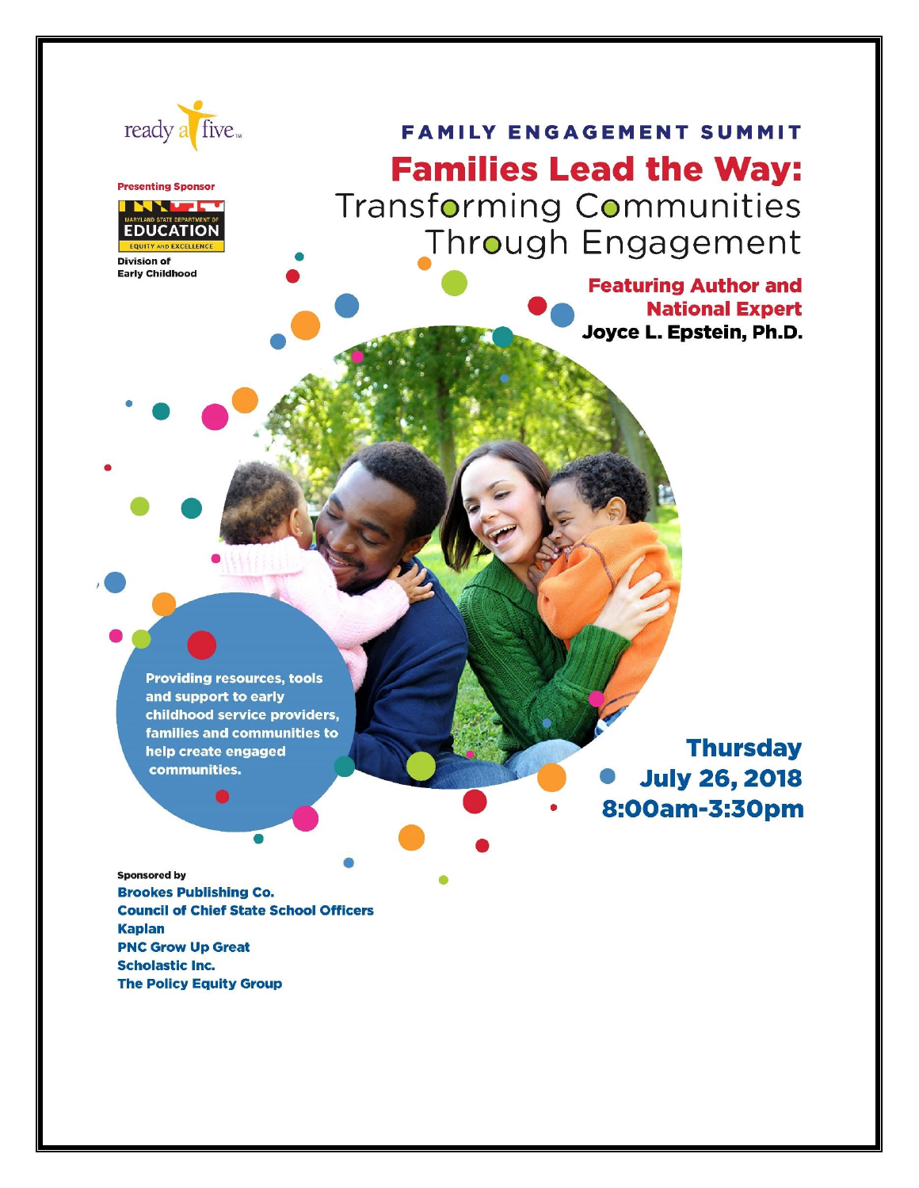ready at five™

**Presenting Sponsor**

MARYLAND STATE DEPARTMENT OF EDUCATION
EQUITY AND EXCELLENCE

**Division of Early Childhood**

# FAMILY ENGAGEMENT SUMMIT

## Families Lead the Way: Transforming Communities Through Engagement

**Featuring Author and National Expert**
**Joyce L. Epstein, Ph.D.**

**Providing resources, tools and support to early childhood service providers, families and communities to help create engaged communities.**

**Thursday**
**July 26, 2018**
**8:00am-3:30pm**

**Sponsored by**

**Brookes Publishing Co.**
**Council of Chief State School Officers**
**Kaplan**
**PNC Grow Up Great**
**Scholastic Inc.**
**The Policy Equity Group**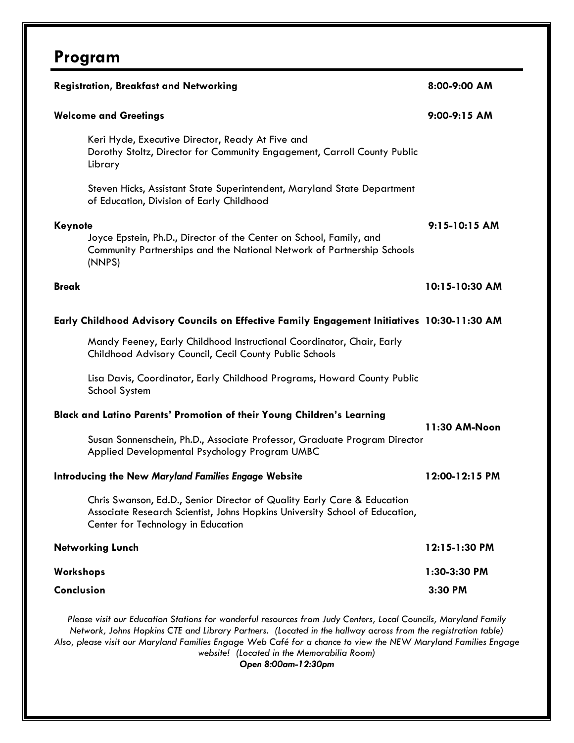# Program

**Registration, Breakfast and Networking** **8:00-9:00 AM**

**Welcome and Greetings** **9:00-9:15 AM**

Keri Hyde, Executive Director, Ready At Five and
Dorothy Stoltz, Director for Community Engagement, Carroll County Public Library

Steven Hicks, Assistant State Superintendent, Maryland State Department of Education, Division of Early Childhood

**Keynote** **9:15-10:15 AM**

Joyce Epstein, Ph.D., Director of the Center on School, Family, and Community Partnerships and the National Network of Partnership Schools (NNPS)

**Break** **10:15-10:30 AM**

**Early Childhood Advisory Councils on Effective Family Engagement Initiatives** **10:30-11:30 AM**

Mandy Feeney, Early Childhood Instructional Coordinator, Chair, Early Childhood Advisory Council, Cecil County Public Schools

Lisa Davis, Coordinator, Early Childhood Programs, Howard County Public School System

**Black and Latino Parents' Promotion of their Young Children's Learning** **11:30 AM-Noon**

Susan Sonnenschein, Ph.D., Associate Professor, Graduate Program Director Applied Developmental Psychology Program UMBC

**Introducing the New *Maryland Families Engage* Website** **12:00-12:15 PM**

Chris Swanson, Ed.D., Senior Director of Quality Early Care & Education Associate Research Scientist, Johns Hopkins University School of Education, Center for Technology in Education

**Networking Lunch** **12:15-1:30 PM**

**Workshops** **1:30-3:30 PM**

**Conclusion** **3:30 PM**

*Please visit our Education Stations for wonderful resources from Judy Centers, Local Councils, Maryland Family Network, Johns Hopkins CTE and Library Partners. (Located in the hallway across from the registration table) Also, please visit our Maryland Families Engage Web Café for a chance to view the NEW Maryland Families Engage website! (Located in the Memorabilia Room)*

***Open 8:00am-12:30pm***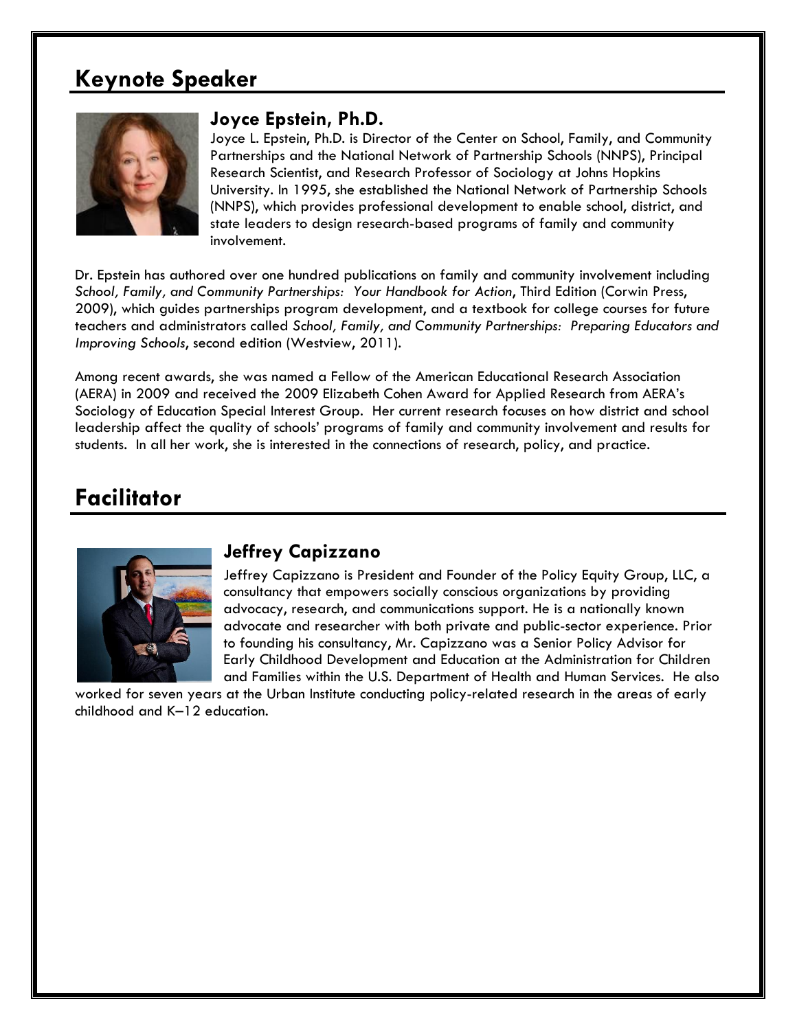## Keynote Speaker

### Joyce Epstein, Ph.D.

Joyce L. Epstein, Ph.D. is Director of the Center on School, Family, and Community Partnerships and the National Network of Partnership Schools (NNPS), Principal Research Scientist, and Research Professor of Sociology at Johns Hopkins University. In 1995, she established the National Network of Partnership Schools (NNPS), which provides professional development to enable school, district, and state leaders to design research-based programs of family and community involvement.

Dr. Epstein has authored over one hundred publications on family and community involvement including *School, Family, and Community Partnerships: Your Handbook for Action*, Third Edition (Corwin Press, 2009), which guides partnerships program development, and a textbook for college courses for future teachers and administrators called *School, Family, and Community Partnerships: Preparing Educators and Improving Schools*, second edition (Westview, 2011).

Among recent awards, she was named a Fellow of the American Educational Research Association (AERA) in 2009 and received the 2009 Elizabeth Cohen Award for Applied Research from AERA's Sociology of Education Special Interest Group. Her current research focuses on how district and school leadership affect the quality of schools' programs of family and community involvement and results for students. In all her work, she is interested in the connections of research, policy, and practice.

## Facilitator

### Jeffrey Capizzano

Jeffrey Capizzano is President and Founder of the Policy Equity Group, LLC, a consultancy that empowers socially conscious organizations by providing advocacy, research, and communications support. He is a nationally known advocate and researcher with both private and public-sector experience. Prior to founding his consultancy, Mr. Capizzano was a Senior Policy Advisor for Early Childhood Development and Education at the Administration for Children and Families within the U.S. Department of Health and Human Services. He also worked for seven years at the Urban Institute conducting policy-related research in the areas of early childhood and K–12 education.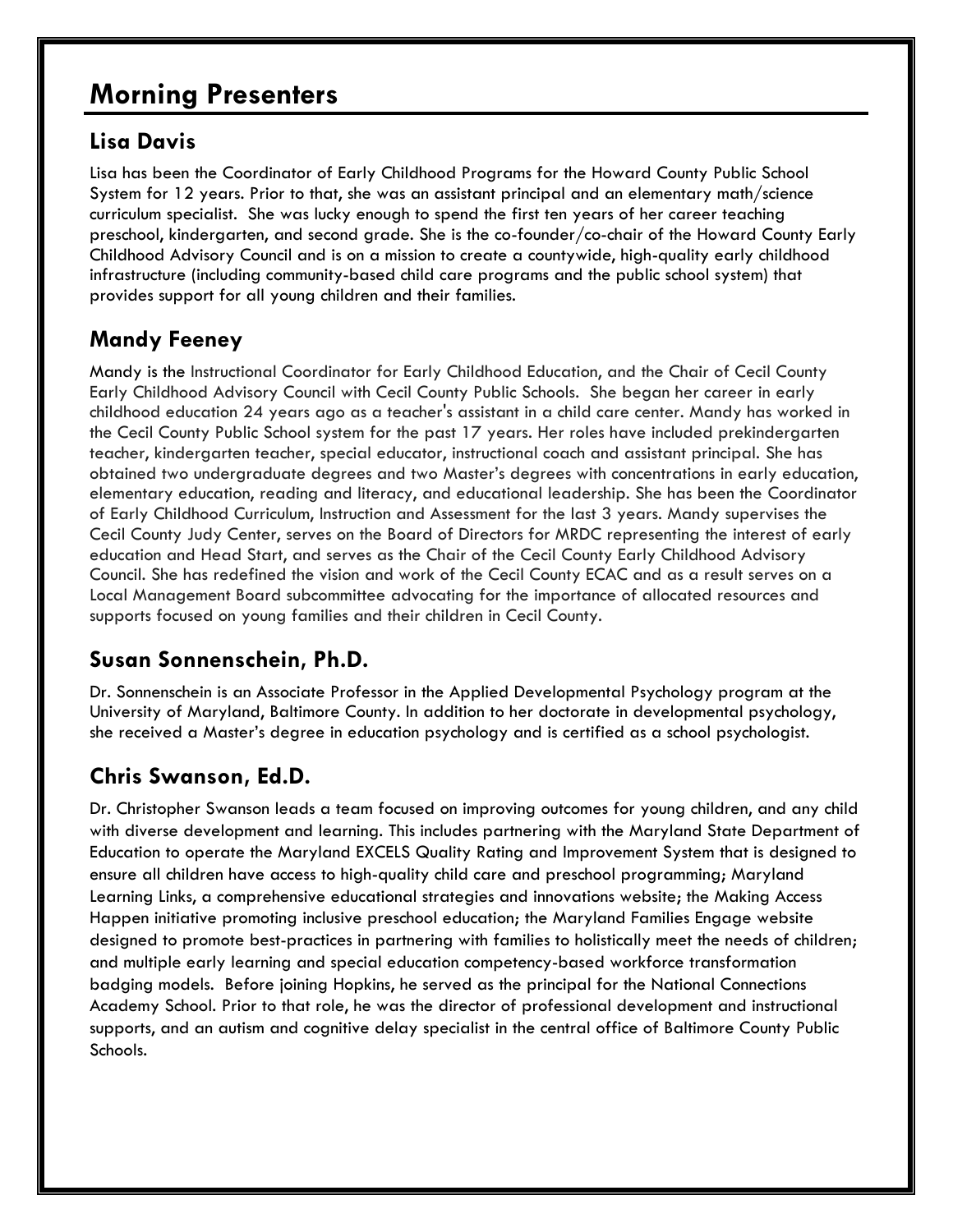# Morning Presenters

## Lisa Davis

Lisa has been the Coordinator of Early Childhood Programs for the Howard County Public School System for 12 years. Prior to that, she was an assistant principal and an elementary math/science curriculum specialist. She was lucky enough to spend the first ten years of her career teaching preschool, kindergarten, and second grade. She is the co-founder/co-chair of the Howard County Early Childhood Advisory Council and is on a mission to create a countywide, high-quality early childhood infrastructure (including community-based child care programs and the public school system) that provides support for all young children and their families.

## Mandy Feeney

Mandy is the Instructional Coordinator for Early Childhood Education, and the Chair of Cecil County Early Childhood Advisory Council with Cecil County Public Schools. She began her career in early childhood education 24 years ago as a teacher's assistant in a child care center. Mandy has worked in the Cecil County Public School system for the past 17 years. Her roles have included prekindergarten teacher, kindergarten teacher, special educator, instructional coach and assistant principal. She has obtained two undergraduate degrees and two Master's degrees with concentrations in early education, elementary education, reading and literacy, and educational leadership. She has been the Coordinator of Early Childhood Curriculum, Instruction and Assessment for the last 3 years. Mandy supervises the Cecil County Judy Center, serves on the Board of Directors for MRDC representing the interest of early education and Head Start, and serves as the Chair of the Cecil County Early Childhood Advisory Council. She has redefined the vision and work of the Cecil County ECAC and as a result serves on a Local Management Board subcommittee advocating for the importance of allocated resources and supports focused on young families and their children in Cecil County.

## Susan Sonnenschein, Ph.D.

Dr. Sonnenschein is an Associate Professor in the Applied Developmental Psychology program at the University of Maryland, Baltimore County. In addition to her doctorate in developmental psychology, she received a Master's degree in education psychology and is certified as a school psychologist.

## Chris Swanson, Ed.D.

Dr. Christopher Swanson leads a team focused on improving outcomes for young children, and any child with diverse development and learning. This includes partnering with the Maryland State Department of Education to operate the Maryland EXCELS Quality Rating and Improvement System that is designed to ensure all children have access to high-quality child care and preschool programming; Maryland Learning Links, a comprehensive educational strategies and innovations website; the Making Access Happen initiative promoting inclusive preschool education; the Maryland Families Engage website designed to promote best-practices in partnering with families to holistically meet the needs of children; and multiple early learning and special education competency-based workforce transformation badging models. Before joining Hopkins, he served as the principal for the National Connections Academy School. Prior to that role, he was the director of professional development and instructional supports, and an autism and cognitive delay specialist in the central office of Baltimore County Public Schools.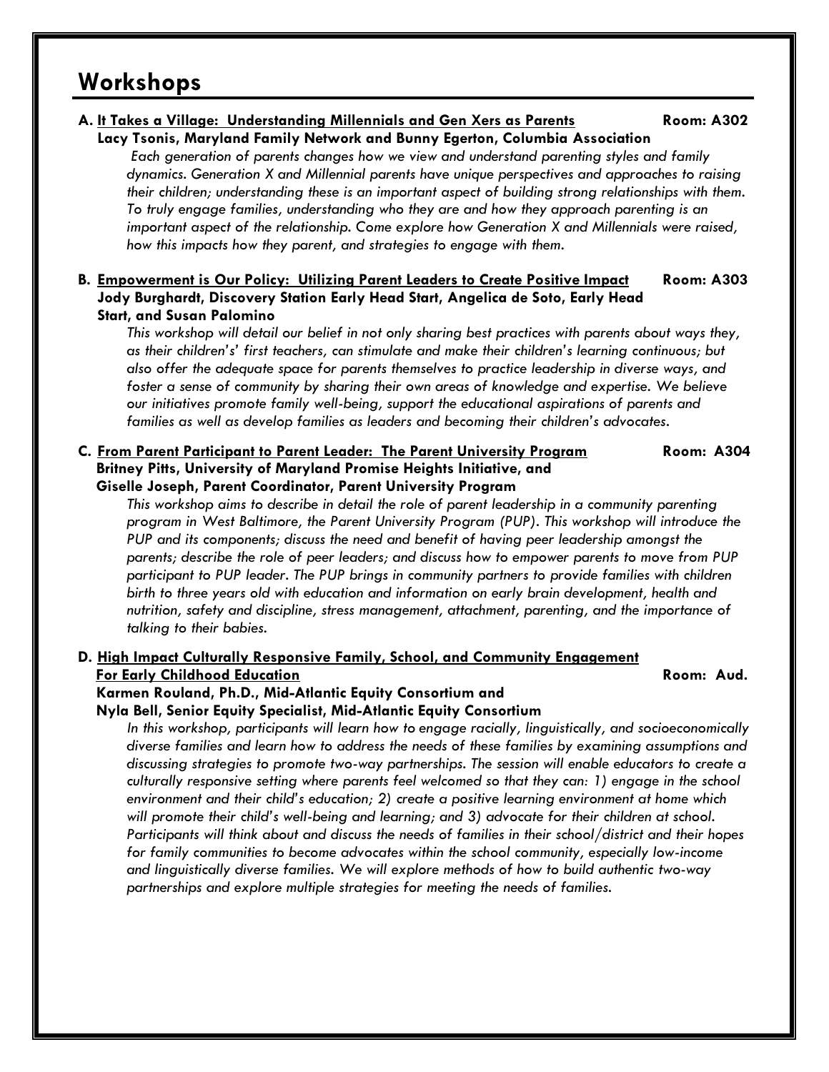# Workshops

**A. <u>It Takes a Village: Understanding Millennials and Gen Xers as Parents</u>** **Room: A302**
**Lacy Tsonis, Maryland Family Network and Bunny Egerton, Columbia Association**

*Each generation of parents changes how we view and understand parenting styles and family dynamics. Generation X and Millennial parents have unique perspectives and approaches to raising their children; understanding these is an important aspect of building strong relationships with them. To truly engage families, understanding who they are and how they approach parenting is an important aspect of the relationship. Come explore how Generation X and Millennials were raised, how this impacts how they parent, and strategies to engage with them.*

**B. <u>Empowerment is Our Policy: Utilizing Parent Leaders to Create Positive Impact</u>** **Room: A303**
**Jody Burghardt, Discovery Station Early Head Start, Angelica de Soto, Early Head Start, and Susan Palomino**

*This workshop will detail our belief in not only sharing best practices with parents about ways they, as their children's' first teachers, can stimulate and make their children's learning continuous; but also offer the adequate space for parents themselves to practice leadership in diverse ways, and foster a sense of community by sharing their own areas of knowledge and expertise. We believe our initiatives promote family well-being, support the educational aspirations of parents and families as well as develop families as leaders and becoming their children's advocates.*

**C. <u>From Parent Participant to Parent Leader: The Parent University Program</u>** **Room: A304**
**Britney Pitts, University of Maryland Promise Heights Initiative, and Giselle Joseph, Parent Coordinator, Parent University Program**

*This workshop aims to describe in detail the role of parent leadership in a community parenting program in West Baltimore, the Parent University Program (PUP). This workshop will introduce the PUP and its components; discuss the need and benefit of having peer leadership amongst the parents; describe the role of peer leaders; and discuss how to empower parents to move from PUP participant to PUP leader. The PUP brings in community partners to provide families with children birth to three years old with education and information on early brain development, health and nutrition, safety and discipline, stress management, attachment, parenting, and the importance of talking to their babies.*

**D. <u>High Impact Culturally Responsive Family, School, and Community Engagement For Early Childhood Education</u>** **Room: Aud.**
**Karmen Rouland, Ph.D., Mid-Atlantic Equity Consortium and Nyla Bell, Senior Equity Specialist, Mid-Atlantic Equity Consortium**

*In this workshop, participants will learn how to engage racially, linguistically, and socioeconomically diverse families and learn how to address the needs of these families by examining assumptions and discussing strategies to promote two-way partnerships. The session will enable educators to create a culturally responsive setting where parents feel welcomed so that they can: 1) engage in the school environment and their child's education; 2) create a positive learning environment at home which will promote their child's well-being and learning; and 3) advocate for their children at school. Participants will think about and discuss the needs of families in their school/district and their hopes for family communities to become advocates within the school community, especially low-income and linguistically diverse families. We will explore methods of how to build authentic two-way partnerships and explore multiple strategies for meeting the needs of families.*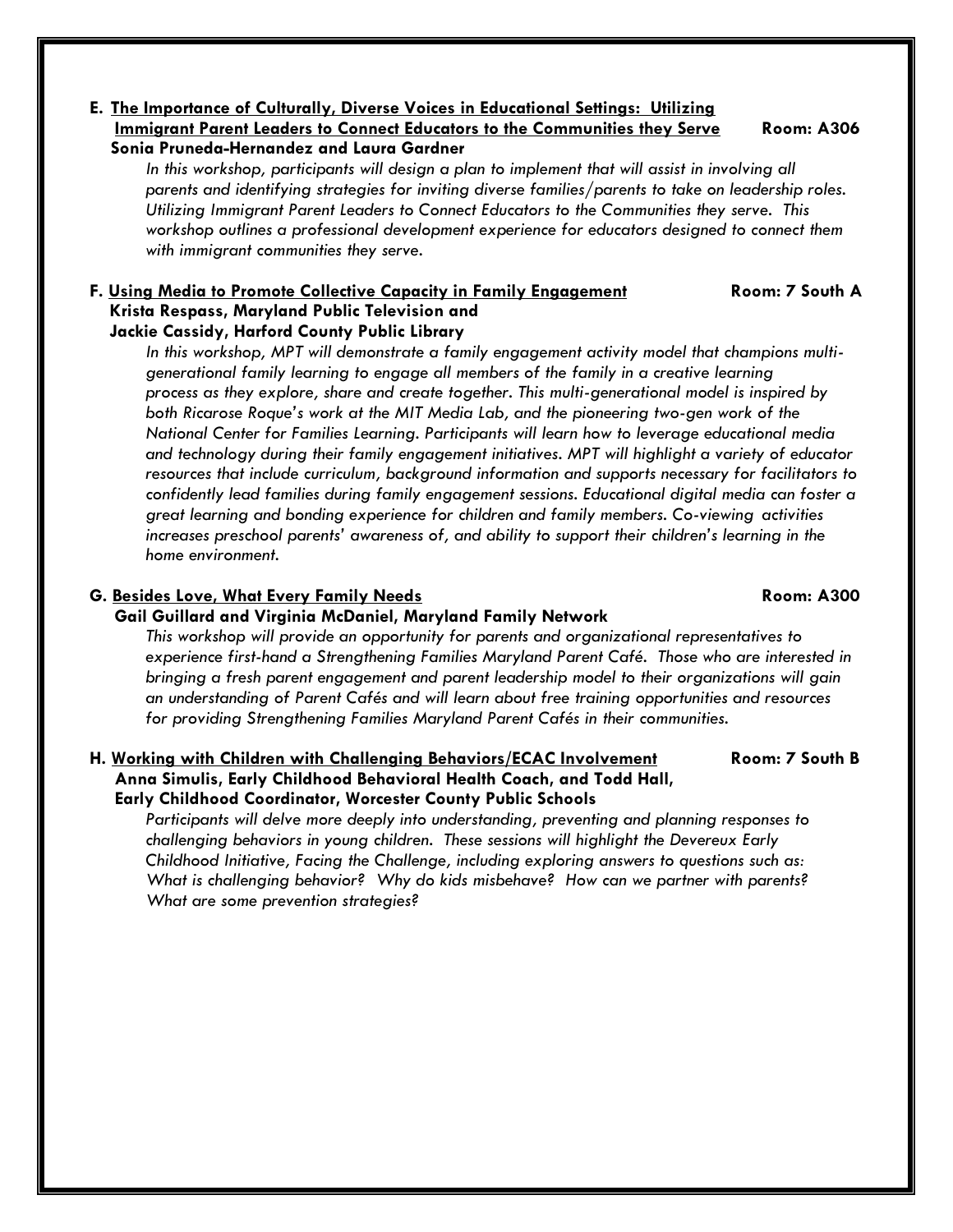**E. <u>The Importance of Culturally, Diverse Voices in Educational Settings: Utilizing Immigrant Parent Leaders to Connect Educators to the Communities they Serve</u>** **Room: A306**

**Sonia Pruneda-Hernandez and Laura Gardner**

*In this workshop, participants will design a plan to implement that will assist in involving all parents and identifying strategies for inviting diverse families/parents to take on leadership roles. Utilizing Immigrant Parent Leaders to Connect Educators to the Communities they serve. This workshop outlines a professional development experience for educators designed to connect them with immigrant communities they serve.*

**F. <u>Using Media to Promote Collective Capacity in Family Engagement</u>** **Room: 7 South A**

**Krista Respass, Maryland Public Television and**
**Jackie Cassidy, Harford County Public Library**

*In this workshop, MPT will demonstrate a family engagement activity model that champions multi-generational family learning to engage all members of the family in a creative learning process as they explore, share and create together. This multi-generational model is inspired by both Ricarose Roque's work at the MIT Media Lab, and the pioneering two-gen work of the National Center for Families Learning. Participants will learn how to leverage educational media and technology during their family engagement initiatives. MPT will highlight a variety of educator resources that include curriculum, background information and supports necessary for facilitators to confidently lead families during family engagement sessions. Educational digital media can foster a great learning and bonding experience for children and family members. Co-viewing activities increases preschool parents' awareness of, and ability to support their children's learning in the home environment.*

**G. <u>Besides Love, What Every Family Needs</u>** **Room: A300**

**Gail Guillard and Virginia McDaniel, Maryland Family Network**

*This workshop will provide an opportunity for parents and organizational representatives to experience first-hand a Strengthening Families Maryland Parent Café. Those who are interested in bringing a fresh parent engagement and parent leadership model to their organizations will gain an understanding of Parent Cafés and will learn about free training opportunities and resources for providing Strengthening Families Maryland Parent Cafés in their communities.*

**H. <u>Working with Children with Challenging Behaviors/ECAC Involvement</u>** **Room: 7 South B**

**Anna Simulis, Early Childhood Behavioral Health Coach, and Todd Hall, Early Childhood Coordinator, Worcester County Public Schools**

*Participants will delve more deeply into understanding, preventing and planning responses to challenging behaviors in young children. These sessions will highlight the Devereux Early Childhood Initiative, Facing the Challenge, including exploring answers to questions such as: What is challenging behavior? Why do kids misbehave? How can we partner with parents? What are some prevention strategies?*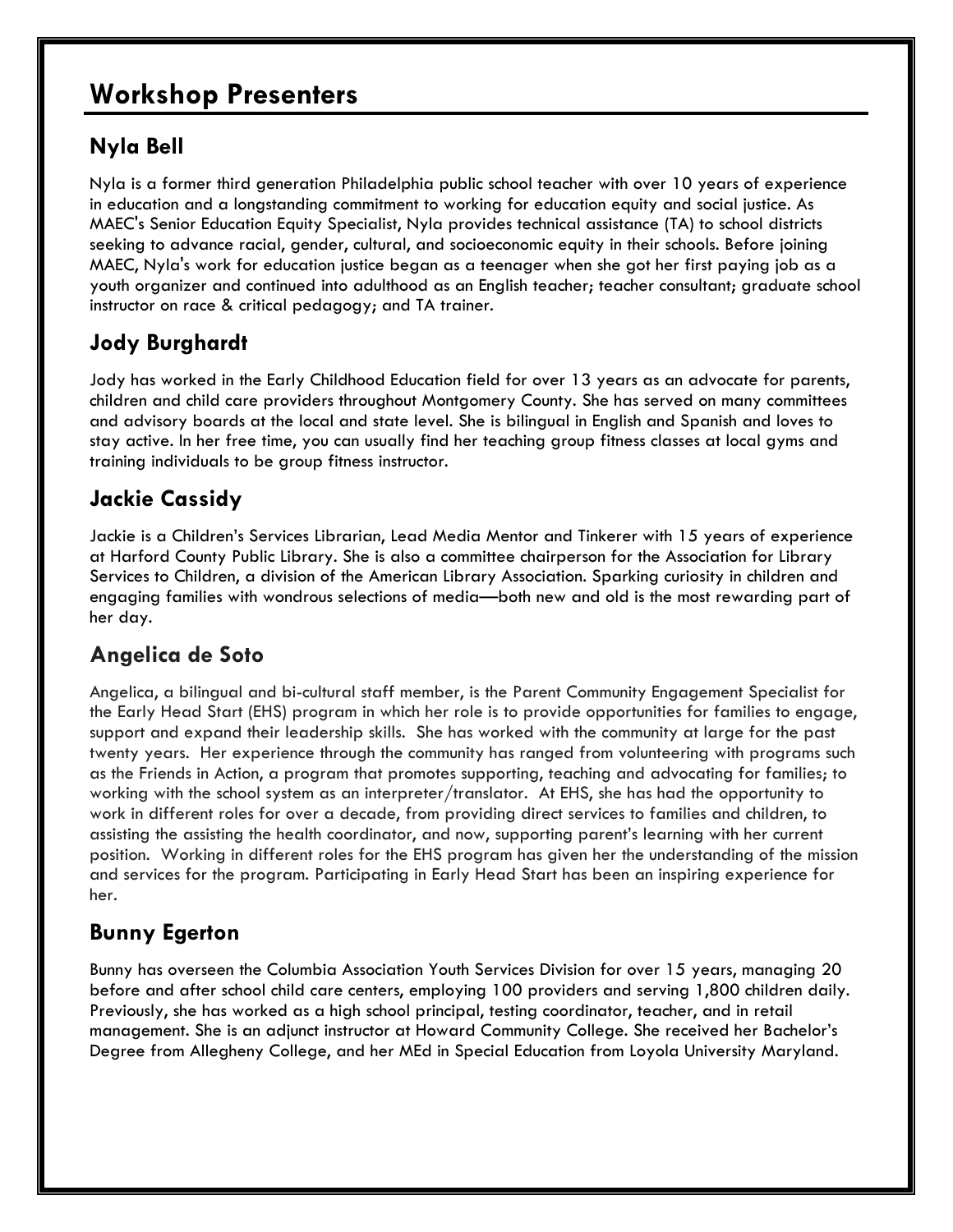# Workshop Presenters

## Nyla Bell

Nyla is a former third generation Philadelphia public school teacher with over 10 years of experience in education and a longstanding commitment to working for education equity and social justice. As MAEC's Senior Education Equity Specialist, Nyla provides technical assistance (TA) to school districts seeking to advance racial, gender, cultural, and socioeconomic equity in their schools. Before joining MAEC, Nyla's work for education justice began as a teenager when she got her first paying job as a youth organizer and continued into adulthood as an English teacher; teacher consultant; graduate school instructor on race & critical pedagogy; and TA trainer.

## Jody Burghardt

Jody has worked in the Early Childhood Education field for over 13 years as an advocate for parents, children and child care providers throughout Montgomery County. She has served on many committees and advisory boards at the local and state level. She is bilingual in English and Spanish and loves to stay active. In her free time, you can usually find her teaching group fitness classes at local gyms and training individuals to be group fitness instructor.

## Jackie Cassidy

Jackie is a Children's Services Librarian, Lead Media Mentor and Tinkerer with 15 years of experience at Harford County Public Library. She is also a committee chairperson for the Association for Library Services to Children, a division of the American Library Association. Sparking curiosity in children and engaging families with wondrous selections of media—both new and old is the most rewarding part of her day.

## Angelica de Soto

Angelica, a bilingual and bi-cultural staff member, is the Parent Community Engagement Specialist for the Early Head Start (EHS) program in which her role is to provide opportunities for families to engage, support and expand their leadership skills. She has worked with the community at large for the past twenty years. Her experience through the community has ranged from volunteering with programs such as the Friends in Action, a program that promotes supporting, teaching and advocating for families; to working with the school system as an interpreter/translator. At EHS, she has had the opportunity to work in different roles for over a decade, from providing direct services to families and children, to assisting the assisting the health coordinator, and now, supporting parent's learning with her current position. Working in different roles for the EHS program has given her the understanding of the mission and services for the program. Participating in Early Head Start has been an inspiring experience for her.

## Bunny Egerton

Bunny has overseen the Columbia Association Youth Services Division for over 15 years, managing 20 before and after school child care centers, employing 100 providers and serving 1,800 children daily. Previously, she has worked as a high school principal, testing coordinator, teacher, and in retail management. She is an adjunct instructor at Howard Community College. She received her Bachelor's Degree from Allegheny College, and her MEd in Special Education from Loyola University Maryland.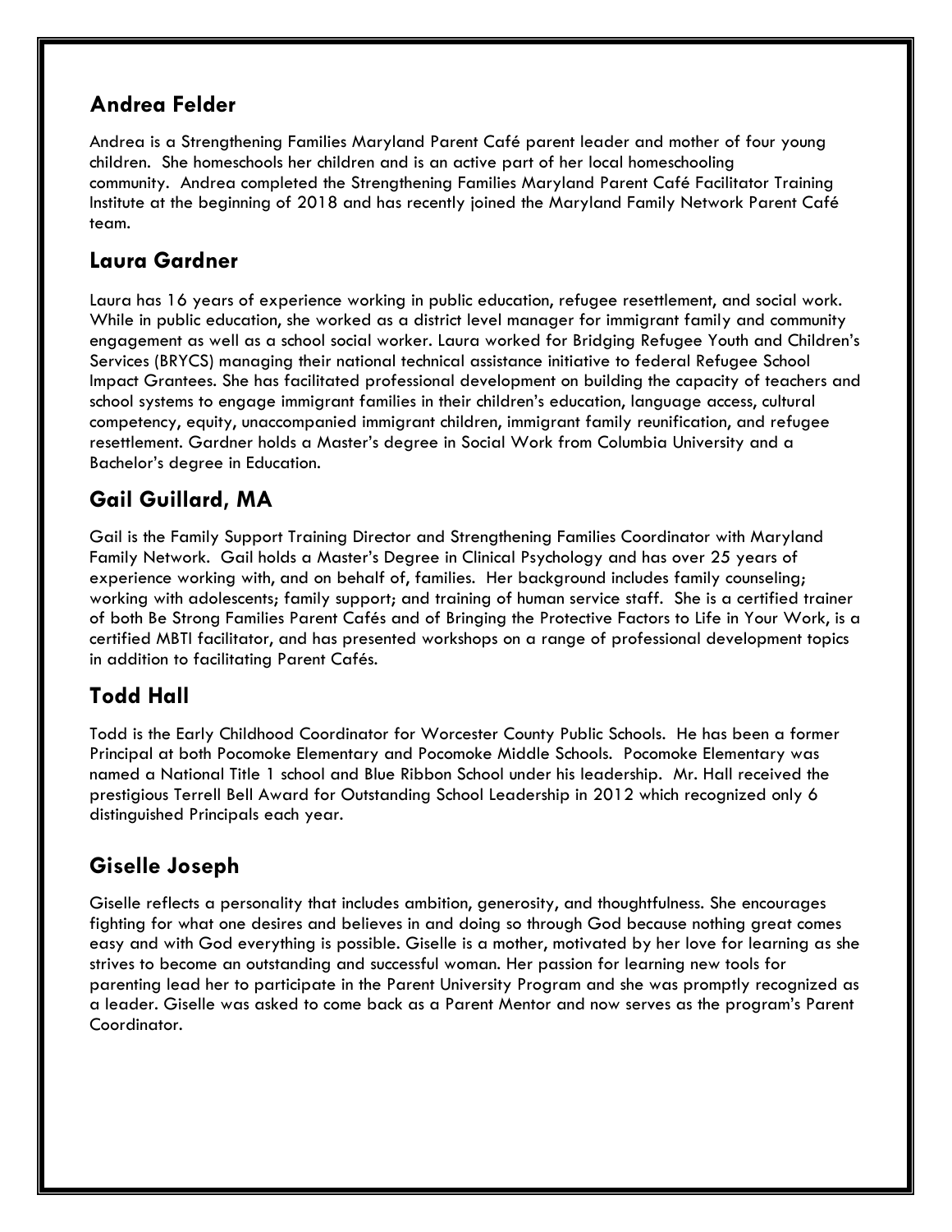## Andrea Felder

Andrea is a Strengthening Families Maryland Parent Café parent leader and mother of four young children. She homeschools her children and is an active part of her local homeschooling community. Andrea completed the Strengthening Families Maryland Parent Café Facilitator Training Institute at the beginning of 2018 and has recently joined the Maryland Family Network Parent Café team.

## Laura Gardner

Laura has 16 years of experience working in public education, refugee resettlement, and social work. While in public education, she worked as a district level manager for immigrant family and community engagement as well as a school social worker. Laura worked for Bridging Refugee Youth and Children's Services (BRYCS) managing their national technical assistance initiative to federal Refugee School Impact Grantees. She has facilitated professional development on building the capacity of teachers and school systems to engage immigrant families in their children's education, language access, cultural competency, equity, unaccompanied immigrant children, immigrant family reunification, and refugee resettlement. Gardner holds a Master's degree in Social Work from Columbia University and a Bachelor's degree in Education.

## Gail Guillard, MA

Gail is the Family Support Training Director and Strengthening Families Coordinator with Maryland Family Network. Gail holds a Master's Degree in Clinical Psychology and has over 25 years of experience working with, and on behalf of, families. Her background includes family counseling; working with adolescents; family support; and training of human service staff. She is a certified trainer of both Be Strong Families Parent Cafés and of Bringing the Protective Factors to Life in Your Work, is a certified MBTI facilitator, and has presented workshops on a range of professional development topics in addition to facilitating Parent Cafés.

## Todd Hall

Todd is the Early Childhood Coordinator for Worcester County Public Schools. He has been a former Principal at both Pocomoke Elementary and Pocomoke Middle Schools. Pocomoke Elementary was named a National Title 1 school and Blue Ribbon School under his leadership. Mr. Hall received the prestigious Terrell Bell Award for Outstanding School Leadership in 2012 which recognized only 6 distinguished Principals each year.

## Giselle Joseph

Giselle reflects a personality that includes ambition, generosity, and thoughtfulness. She encourages fighting for what one desires and believes in and doing so through God because nothing great comes easy and with God everything is possible. Giselle is a mother, motivated by her love for learning as she strives to become an outstanding and successful woman. Her passion for learning new tools for parenting lead her to participate in the Parent University Program and she was promptly recognized as a leader. Giselle was asked to come back as a Parent Mentor and now serves as the program's Parent Coordinator.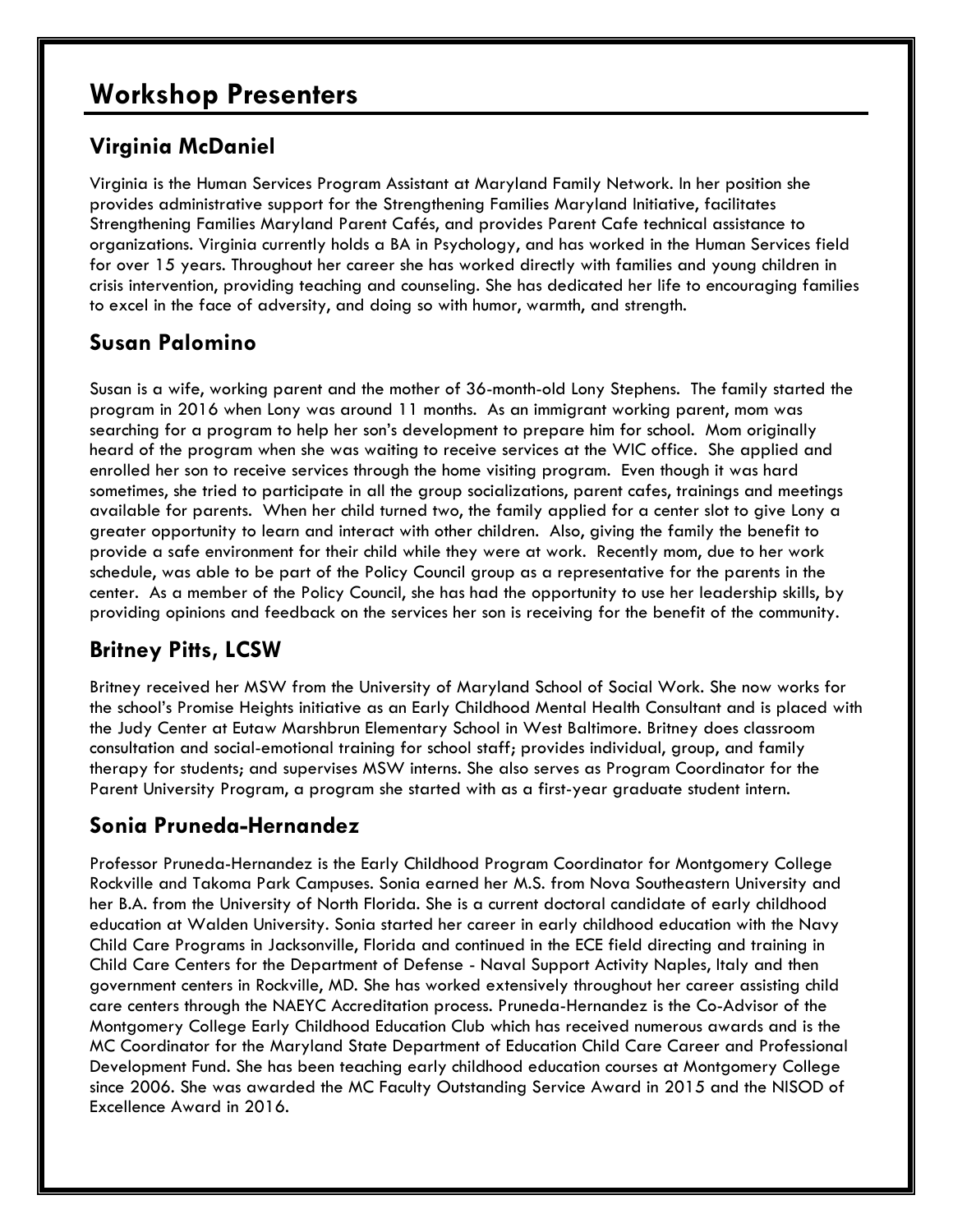# Workshop Presenters

## Virginia McDaniel

Virginia is the Human Services Program Assistant at Maryland Family Network. In her position she provides administrative support for the Strengthening Families Maryland Initiative, facilitates Strengthening Families Maryland Parent Cafés, and provides Parent Cafe technical assistance to organizations. Virginia currently holds a BA in Psychology, and has worked in the Human Services field for over 15 years. Throughout her career she has worked directly with families and young children in crisis intervention, providing teaching and counseling. She has dedicated her life to encouraging families to excel in the face of adversity, and doing so with humor, warmth, and strength.

## Susan Palomino

Susan is a wife, working parent and the mother of 36-month-old Lony Stephens. The family started the program in 2016 when Lony was around 11 months. As an immigrant working parent, mom was searching for a program to help her son's development to prepare him for school. Mom originally heard of the program when she was waiting to receive services at the WIC office. She applied and enrolled her son to receive services through the home visiting program. Even though it was hard sometimes, she tried to participate in all the group socializations, parent cafes, trainings and meetings available for parents. When her child turned two, the family applied for a center slot to give Lony a greater opportunity to learn and interact with other children. Also, giving the family the benefit to provide a safe environment for their child while they were at work. Recently mom, due to her work schedule, was able to be part of the Policy Council group as a representative for the parents in the center. As a member of the Policy Council, she has had the opportunity to use her leadership skills, by providing opinions and feedback on the services her son is receiving for the benefit of the community.

## Britney Pitts, LCSW

Britney received her MSW from the University of Maryland School of Social Work. She now works for the school's Promise Heights initiative as an Early Childhood Mental Health Consultant and is placed with the Judy Center at Eutaw Marshbrun Elementary School in West Baltimore. Britney does classroom consultation and social-emotional training for school staff; provides individual, group, and family therapy for students; and supervises MSW interns. She also serves as Program Coordinator for the Parent University Program, a program she started with as a first-year graduate student intern.

## Sonia Pruneda-Hernandez

Professor Pruneda-Hernandez is the Early Childhood Program Coordinator for Montgomery College Rockville and Takoma Park Campuses. Sonia earned her M.S. from Nova Southeastern University and her B.A. from the University of North Florida. She is a current doctoral candidate of early childhood education at Walden University. Sonia started her career in early childhood education with the Navy Child Care Programs in Jacksonville, Florida and continued in the ECE field directing and training in Child Care Centers for the Department of Defense - Naval Support Activity Naples, Italy and then government centers in Rockville, MD. She has worked extensively throughout her career assisting child care centers through the NAEYC Accreditation process. Pruneda-Hernandez is the Co-Advisor of the Montgomery College Early Childhood Education Club which has received numerous awards and is the MC Coordinator for the Maryland State Department of Education Child Care Career and Professional Development Fund. She has been teaching early childhood education courses at Montgomery College since 2006. She was awarded the MC Faculty Outstanding Service Award in 2015 and the NISOD of Excellence Award in 2016.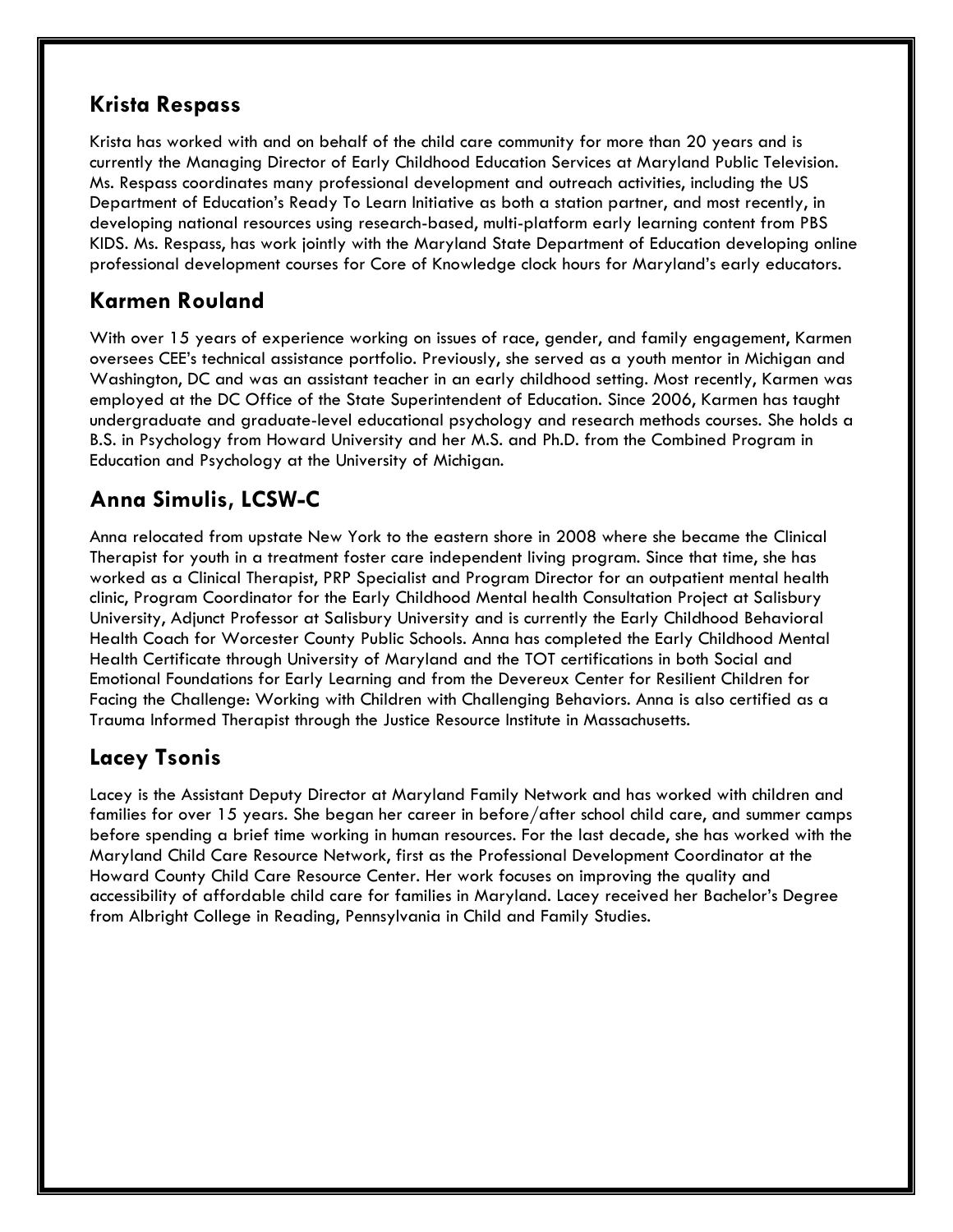## Krista Respass

Krista has worked with and on behalf of the child care community for more than 20 years and is currently the Managing Director of Early Childhood Education Services at Maryland Public Television. Ms. Respass coordinates many professional development and outreach activities, including the US Department of Education's Ready To Learn Initiative as both a station partner, and most recently, in developing national resources using research-based, multi-platform early learning content from PBS KIDS. Ms. Respass, has work jointly with the Maryland State Department of Education developing online professional development courses for Core of Knowledge clock hours for Maryland's early educators.

## Karmen Rouland

With over 15 years of experience working on issues of race, gender, and family engagement, Karmen oversees CEE's technical assistance portfolio. Previously, she served as a youth mentor in Michigan and Washington, DC and was an assistant teacher in an early childhood setting. Most recently, Karmen was employed at the DC Office of the State Superintendent of Education. Since 2006, Karmen has taught undergraduate and graduate-level educational psychology and research methods courses. She holds a B.S. in Psychology from Howard University and her M.S. and Ph.D. from the Combined Program in Education and Psychology at the University of Michigan.

## Anna Simulis, LCSW-C

Anna relocated from upstate New York to the eastern shore in 2008 where she became the Clinical Therapist for youth in a treatment foster care independent living program. Since that time, she has worked as a Clinical Therapist, PRP Specialist and Program Director for an outpatient mental health clinic, Program Coordinator for the Early Childhood Mental health Consultation Project at Salisbury University, Adjunct Professor at Salisbury University and is currently the Early Childhood Behavioral Health Coach for Worcester County Public Schools. Anna has completed the Early Childhood Mental Health Certificate through University of Maryland and the TOT certifications in both Social and Emotional Foundations for Early Learning and from the Devereux Center for Resilient Children for Facing the Challenge: Working with Children with Challenging Behaviors. Anna is also certified as a Trauma Informed Therapist through the Justice Resource Institute in Massachusetts.

## Lacey Tsonis

Lacey is the Assistant Deputy Director at Maryland Family Network and has worked with children and families for over 15 years. She began her career in before/after school child care, and summer camps before spending a brief time working in human resources. For the last decade, she has worked with the Maryland Child Care Resource Network, first as the Professional Development Coordinator at the Howard County Child Care Resource Center. Her work focuses on improving the quality and accessibility of affordable child care for families in Maryland. Lacey received her Bachelor's Degree from Albright College in Reading, Pennsylvania in Child and Family Studies.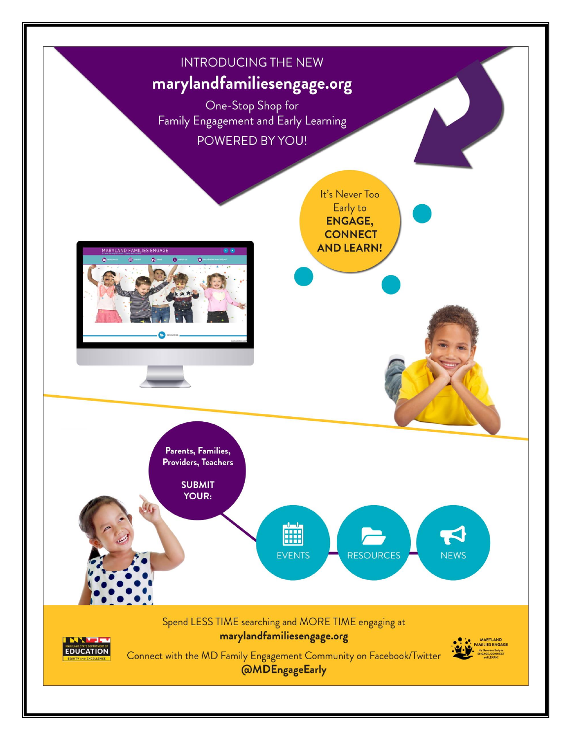INTRODUCING THE NEW

# marylandfamiliesengage.org

One-Stop Shop for Family Engagement and Early Learning

POWERED BY YOU!

It's Never Too Early to **ENGAGE, CONNECT AND LEARN!**

**Parents, Families, Providers, Teachers**

**SUBMIT YOUR:**

EVENTS

RESOURCES

NEWS

Spend LESS TIME searching and MORE TIME engaging at **marylandfamiliesengage.org**

Connect with the MD Family Engagement Community on Facebook/Twitter **@MDEngageEarly**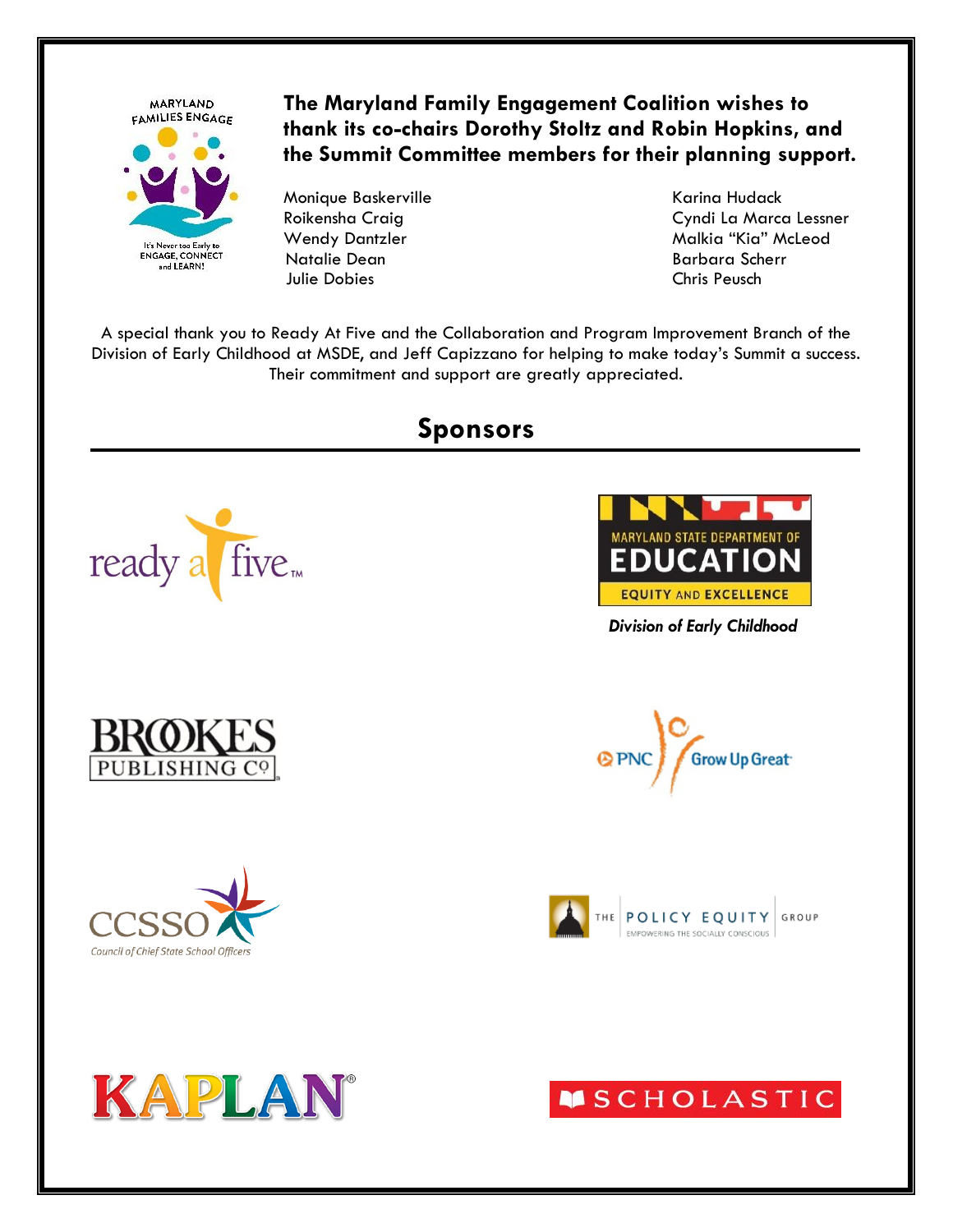**The Maryland Family Engagement Coalition wishes to thank its co-chairs Dorothy Stoltz and Robin Hopkins, and the Summit Committee members for their planning support.**

Monique Baskerville
Roikensha Craig
Wendy Dantzler
Natalie Dean
Julie Dobies
Karina Hudack
Cyndi La Marca Lessner
Malkia "Kia" McLeod
Barbara Scherr
Chris Peusch

A special thank you to Ready At Five and the Collaboration and Program Improvement Branch of the Division of Early Childhood at MSDE, and Jeff Capizzano for helping to make today's Summit a success. Their commitment and support are greatly appreciated.

## Sponsors

*Division of Early Childhood*